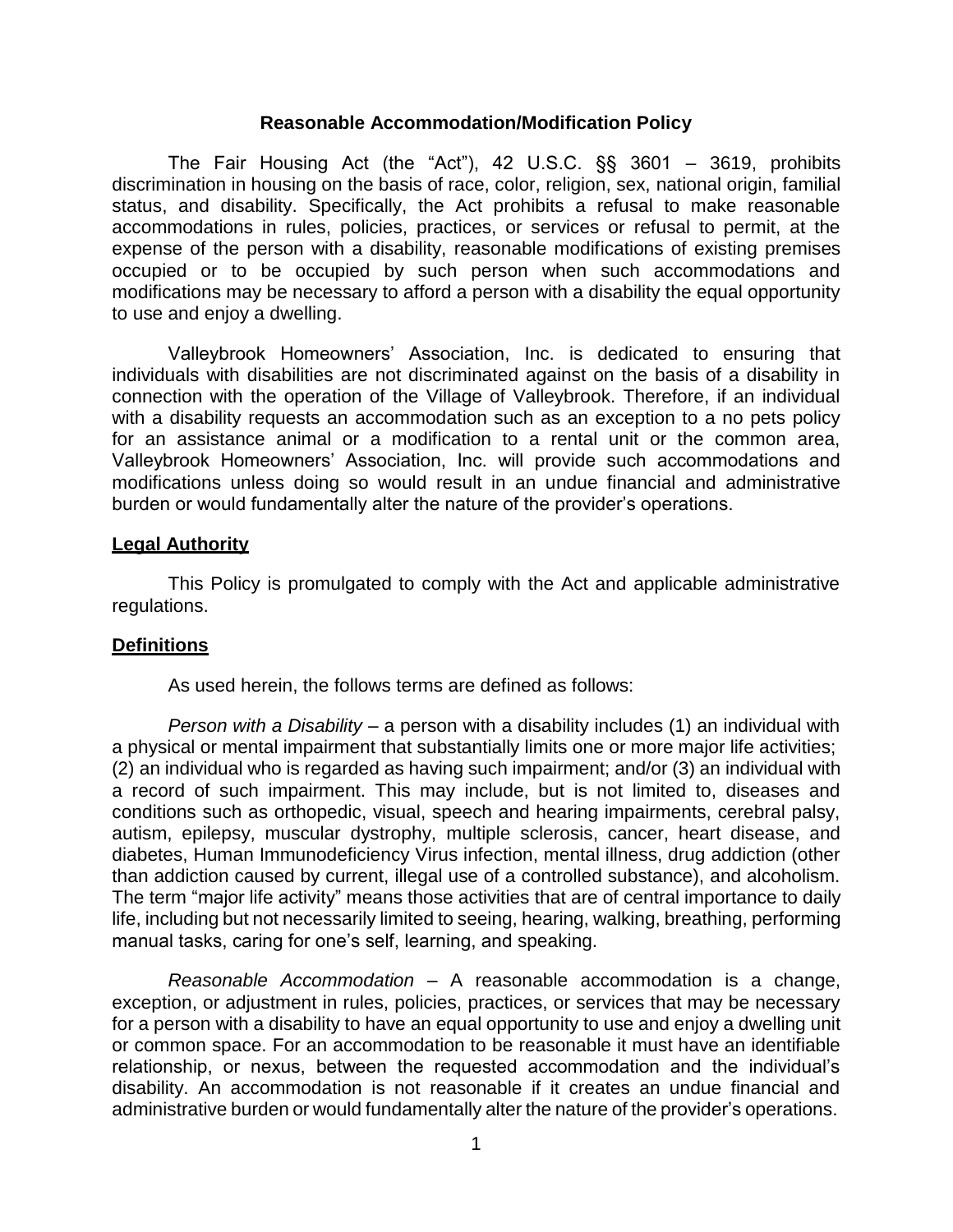# Reasonable Accommodation/Modification Policy

The Fair Housing Act (the "Act"), 42 U.S.C. §§ 3601 – 3619, prohibits discrimination in housing on the basis of race, color, religion, sex, national origin, familial status, and disability. Specifically, the Act prohibits a refusal to make reasonable accommodations in rules, policies, practices, or services or refusal to permit, at the expense of the person with a disability, reasonable modifications of existing premises occupied or to be occupied by such person when such accommodations and modifications may be necessary to afford a person with a disability the equal opportunity to use and enjoy a dwelling.

Valleybrook Homeowners' Association, Inc. is dedicated to ensuring that individuals with disabilities are not discriminated against on the basis of a disability in connection with the operation of the Village of Valleybrook. Therefore, if an individual with a disability requests an accommodation such as an exception to a no pets policy for an assistance animal or a modification to a rental unit or the common area, Valleybrook Homeowners' Association, Inc. will provide such accommodations and modifications unless doing so would result in an undue financial and administrative burden or would fundamentally alter the nature of the provider's operations.

## Legal Authority

This Policy is promulgated to comply with the Act and applicable administrative regulations.

## Definitions

As used herein, the follows terms are defined as follows:

*Person with a Disability* – a person with a disability includes (1) an individual with a physical or mental impairment that substantially limits one or more major life activities; (2) an individual who is regarded as having such impairment; and/or (3) an individual with a record of such impairment. This may include, but is not limited to, diseases and conditions such as orthopedic, visual, speech and hearing impairments, cerebral palsy, autism, epilepsy, muscular dystrophy, multiple sclerosis, cancer, heart disease, and diabetes, Human Immunodeficiency Virus infection, mental illness, drug addiction (other than addiction caused by current, illegal use of a controlled substance), and alcoholism. The term "major life activity" means those activities that are of central importance to daily life, including but not necessarily limited to seeing, hearing, walking, breathing, performing manual tasks, caring for one's self, learning, and speaking.

*Reasonable Accommodation* – A reasonable accommodation is a change, exception, or adjustment in rules, policies, practices, or services that may be necessary for a person with a disability to have an equal opportunity to use and enjoy a dwelling unit or common space. For an accommodation to be reasonable it must have an identifiable relationship, or nexus, between the requested accommodation and the individual's disability. An accommodation is not reasonable if it creates an undue financial and administrative burden or would fundamentally alter the nature of the provider's operations.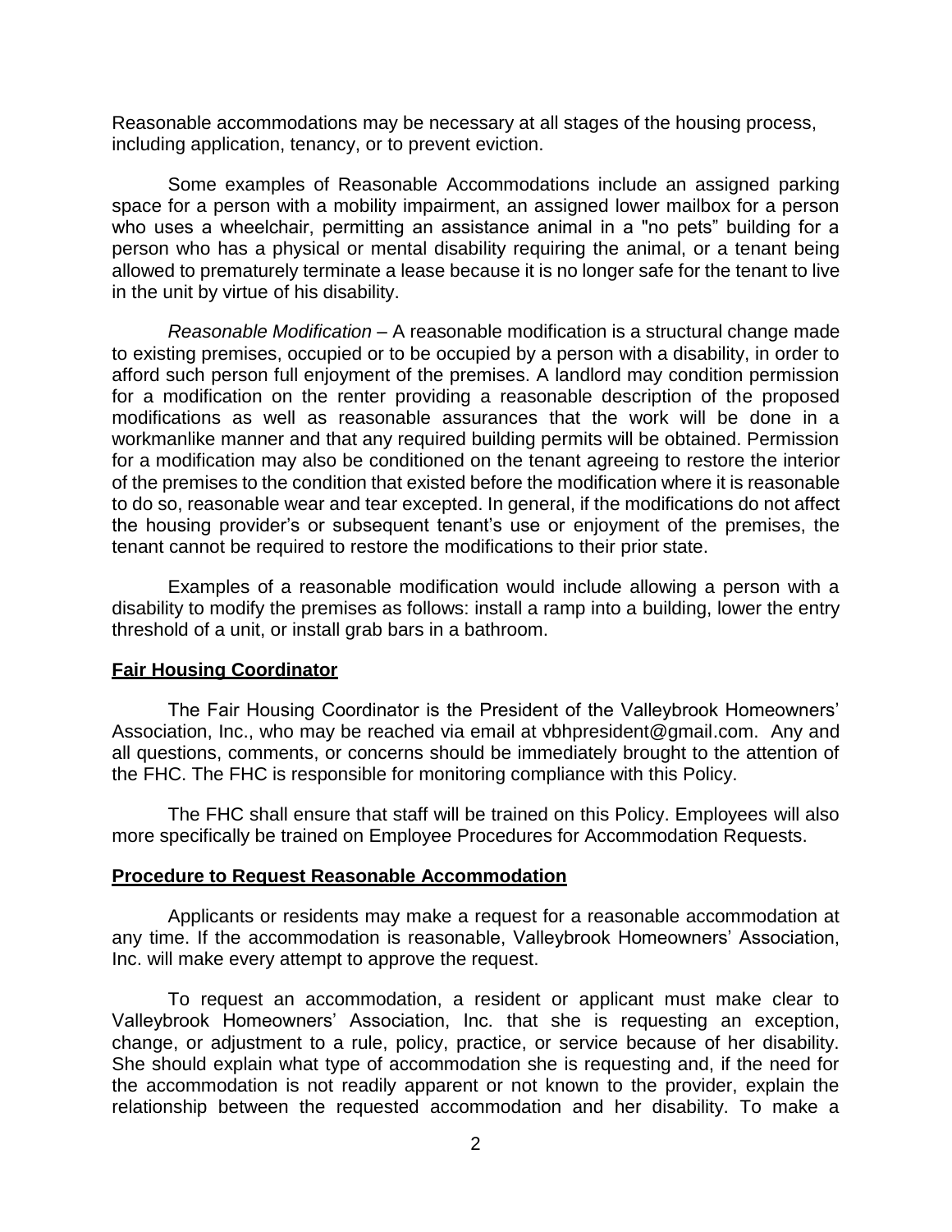Reasonable accommodations may be necessary at all stages of the housing process, including application, tenancy, or to prevent eviction.

Some examples of Reasonable Accommodations include an assigned parking space for a person with a mobility impairment, an assigned lower mailbox for a person who uses a wheelchair, permitting an assistance animal in a "no pets" building for a person who has a physical or mental disability requiring the animal, or a tenant being allowed to prematurely terminate a lease because it is no longer safe for the tenant to live in the unit by virtue of his disability.

*Reasonable Modification* – A reasonable modification is a structural change made to existing premises, occupied or to be occupied by a person with a disability, in order to afford such person full enjoyment of the premises. A landlord may condition permission for a modification on the renter providing a reasonable description of the proposed modifications as well as reasonable assurances that the work will be done in a workmanlike manner and that any required building permits will be obtained. Permission for a modification may also be conditioned on the tenant agreeing to restore the interior of the premises to the condition that existed before the modification where it is reasonable to do so, reasonable wear and tear excepted. In general, if the modifications do not affect the housing provider's or subsequent tenant's use or enjoyment of the premises, the tenant cannot be required to restore the modifications to their prior state.

Examples of a reasonable modification would include allowing a person with a disability to modify the premises as follows: install a ramp into a building, lower the entry threshold of a unit, or install grab bars in a bathroom.

**Fair Housing Coordinator**

The Fair Housing Coordinator is the President of the Valleybrook Homeowners' Association, Inc., who may be reached via email at vbhpresident@gmail.com. Any and all questions, comments, or concerns should be immediately brought to the attention of the FHC. The FHC is responsible for monitoring compliance with this Policy.

The FHC shall ensure that staff will be trained on this Policy. Employees will also more specifically be trained on Employee Procedures for Accommodation Requests.

**Procedure to Request Reasonable Accommodation**

Applicants or residents may make a request for a reasonable accommodation at any time. If the accommodation is reasonable, Valleybrook Homeowners' Association, Inc. will make every attempt to approve the request.

To request an accommodation, a resident or applicant must make clear to Valleybrook Homeowners' Association, Inc. that she is requesting an exception, change, or adjustment to a rule, policy, practice, or service because of her disability. She should explain what type of accommodation she is requesting and, if the need for the accommodation is not readily apparent or not known to the provider, explain the relationship between the requested accommodation and her disability. To make a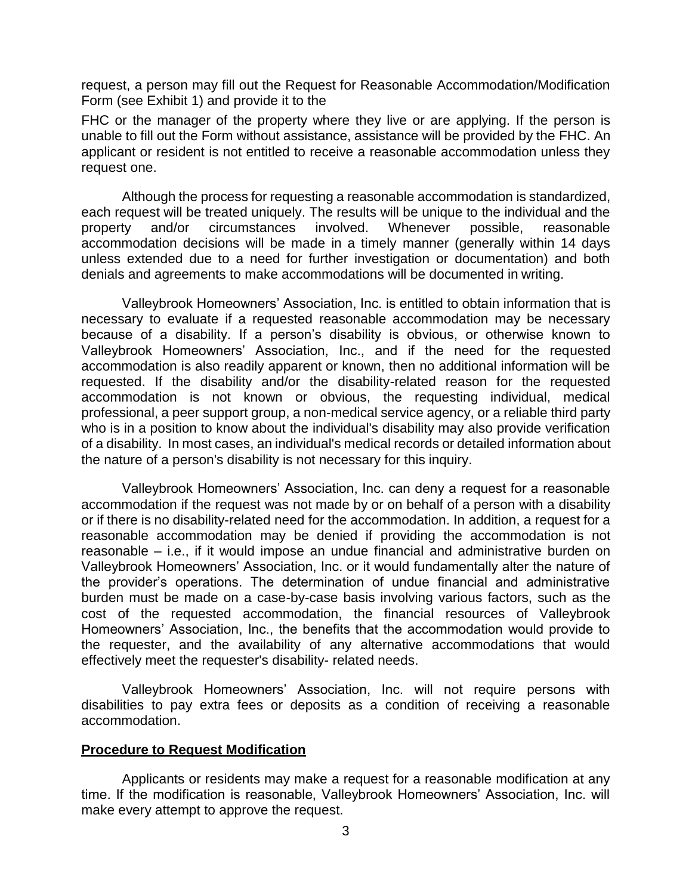request, a person may fill out the Request for Reasonable Accommodation/Modification Form (see Exhibit 1) and provide it to the

FHC or the manager of the property where they live or are applying. If the person is unable to fill out the Form without assistance, assistance will be provided by the FHC. An applicant or resident is not entitled to receive a reasonable accommodation unless they request one.

Although the process for requesting a reasonable accommodation is standardized, each request will be treated uniquely. The results will be unique to the individual and the property and/or circumstances involved. Whenever possible, reasonable accommodation decisions will be made in a timely manner (generally within 14 days unless extended due to a need for further investigation or documentation) and both denials and agreements to make accommodations will be documented in writing.

Valleybrook Homeowners' Association, Inc. is entitled to obtain information that is necessary to evaluate if a requested reasonable accommodation may be necessary because of a disability. If a person's disability is obvious, or otherwise known to Valleybrook Homeowners' Association, Inc., and if the need for the requested accommodation is also readily apparent or known, then no additional information will be requested. If the disability and/or the disability-related reason for the requested accommodation is not known or obvious, the requesting individual, medical professional, a peer support group, a non-medical service agency, or a reliable third party who is in a position to know about the individual's disability may also provide verification of a disability. In most cases, an individual's medical records or detailed information about the nature of a person's disability is not necessary for this inquiry.

Valleybrook Homeowners' Association, Inc. can deny a request for a reasonable accommodation if the request was not made by or on behalf of a person with a disability or if there is no disability-related need for the accommodation. In addition, a request for a reasonable accommodation may be denied if providing the accommodation is not reasonable – i.e., if it would impose an undue financial and administrative burden on Valleybrook Homeowners' Association, Inc. or it would fundamentally alter the nature of the provider's operations. The determination of undue financial and administrative burden must be made on a case-by-case basis involving various factors, such as the cost of the requested accommodation, the financial resources of Valleybrook Homeowners' Association, Inc., the benefits that the accommodation would provide to the requester, and the availability of any alternative accommodations that would effectively meet the requester's disability- related needs.

Valleybrook Homeowners' Association, Inc. will not require persons with disabilities to pay extra fees or deposits as a condition of receiving a reasonable accommodation.

**Procedure to Request Modification**

Applicants or residents may make a request for a reasonable modification at any time. If the modification is reasonable, Valleybrook Homeowners' Association, Inc. will make every attempt to approve the request.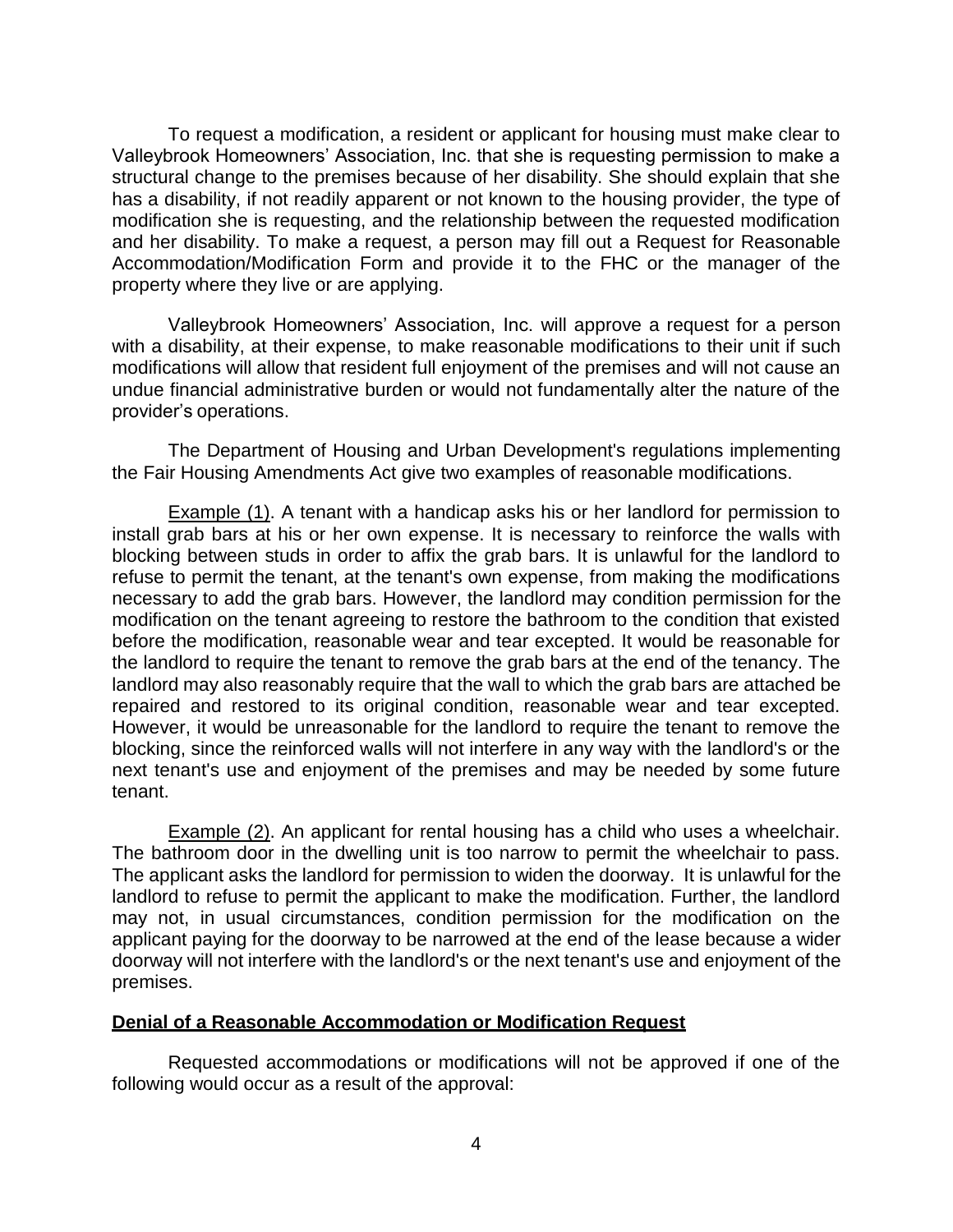To request a modification, a resident or applicant for housing must make clear to Valleybrook Homeowners' Association, Inc. that she is requesting permission to make a structural change to the premises because of her disability. She should explain that she has a disability, if not readily apparent or not known to the housing provider, the type of modification she is requesting, and the relationship between the requested modification and her disability. To make a request, a person may fill out a Request for Reasonable Accommodation/Modification Form and provide it to the FHC or the manager of the property where they live or are applying.

Valleybrook Homeowners' Association, Inc. will approve a request for a person with a disability, at their expense, to make reasonable modifications to their unit if such modifications will allow that resident full enjoyment of the premises and will not cause an undue financial administrative burden or would not fundamentally alter the nature of the provider's operations.

The Department of Housing and Urban Development's regulations implementing the Fair Housing Amendments Act give two examples of reasonable modifications.

Example (1). A tenant with a handicap asks his or her landlord for permission to install grab bars at his or her own expense. It is necessary to reinforce the walls with blocking between studs in order to affix the grab bars. It is unlawful for the landlord to refuse to permit the tenant, at the tenant's own expense, from making the modifications necessary to add the grab bars. However, the landlord may condition permission for the modification on the tenant agreeing to restore the bathroom to the condition that existed before the modification, reasonable wear and tear excepted. It would be reasonable for the landlord to require the tenant to remove the grab bars at the end of the tenancy. The landlord may also reasonably require that the wall to which the grab bars are attached be repaired and restored to its original condition, reasonable wear and tear excepted. However, it would be unreasonable for the landlord to require the tenant to remove the blocking, since the reinforced walls will not interfere in any way with the landlord's or the next tenant's use and enjoyment of the premises and may be needed by some future tenant.

Example (2). An applicant for rental housing has a child who uses a wheelchair. The bathroom door in the dwelling unit is too narrow to permit the wheelchair to pass. The applicant asks the landlord for permission to widen the doorway. It is unlawful for the landlord to refuse to permit the applicant to make the modification. Further, the landlord may not, in usual circumstances, condition permission for the modification on the applicant paying for the doorway to be narrowed at the end of the lease because a wider doorway will not interfere with the landlord's or the next tenant's use and enjoyment of the premises.

**Denial of a Reasonable Accommodation or Modification Request**

Requested accommodations or modifications will not be approved if one of the following would occur as a result of the approval: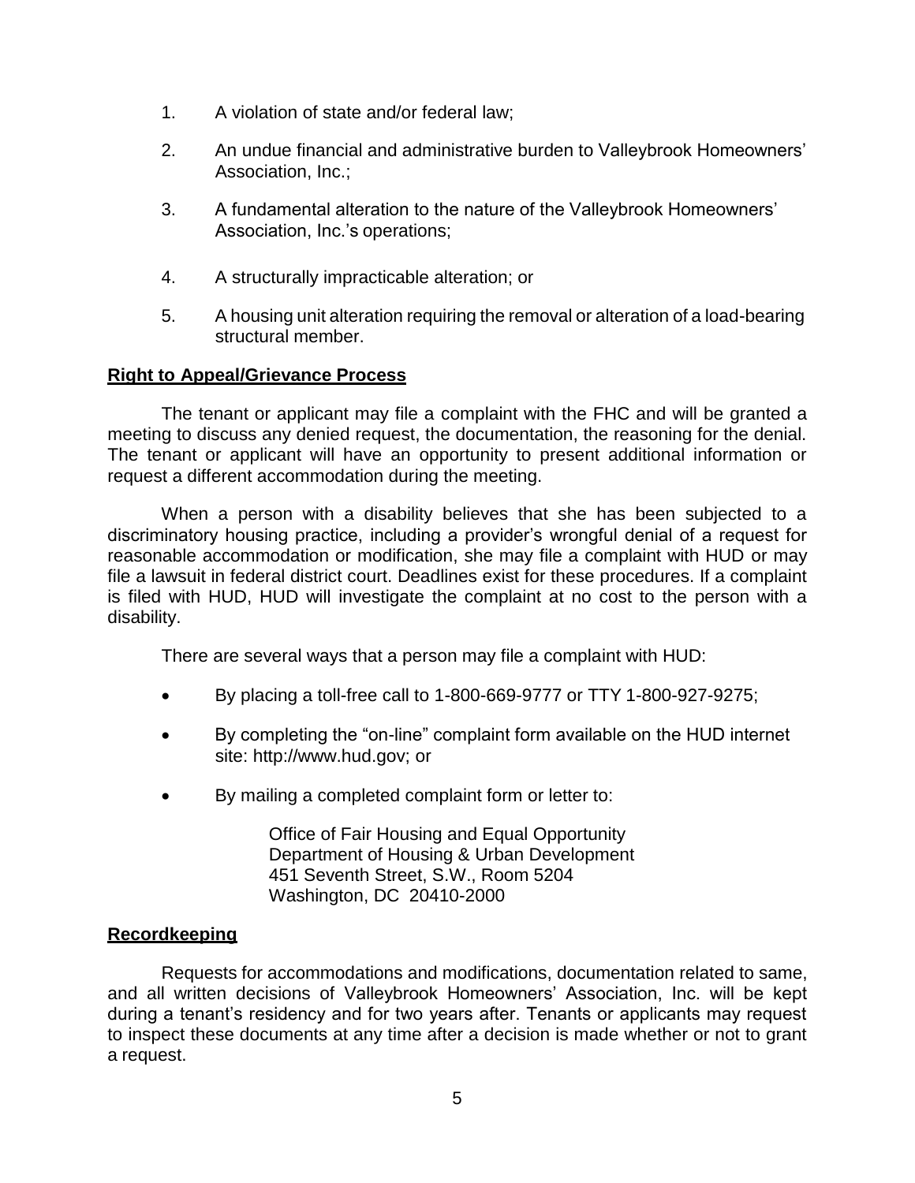1. A violation of state and/or federal law;

2. An undue financial and administrative burden to Valleybrook Homeowners' Association, Inc.;

3. A fundamental alteration to the nature of the Valleybrook Homeowners' Association, Inc.'s operations;

4. A structurally impracticable alteration; or

5. A housing unit alteration requiring the removal or alteration of a load-bearing structural member.

**Right to Appeal/Grievance Process**

The tenant or applicant may file a complaint with the FHC and will be granted a meeting to discuss any denied request, the documentation, the reasoning for the denial. The tenant or applicant will have an opportunity to present additional information or request a different accommodation during the meeting.

When a person with a disability believes that she has been subjected to a discriminatory housing practice, including a provider's wrongful denial of a request for reasonable accommodation or modification, she may file a complaint with HUD or may file a lawsuit in federal district court. Deadlines exist for these procedures. If a complaint is filed with HUD, HUD will investigate the complaint at no cost to the person with a disability.

There are several ways that a person may file a complaint with HUD:

- By placing a toll-free call to 1-800-669-9777 or TTY 1-800-927-9275;
- By completing the "on-line" complaint form available on the HUD internet site: http://www.hud.gov; or
- By mailing a completed complaint form or letter to:

  Office of Fair Housing and Equal Opportunity
  Department of Housing & Urban Development
  451 Seventh Street, S.W., Room 5204
  Washington, DC 20410-2000

**Recordkeeping**

Requests for accommodations and modifications, documentation related to same, and all written decisions of Valleybrook Homeowners' Association, Inc. will be kept during a tenant's residency and for two years after. Tenants or applicants may request to inspect these documents at any time after a decision is made whether or not to grant a request.